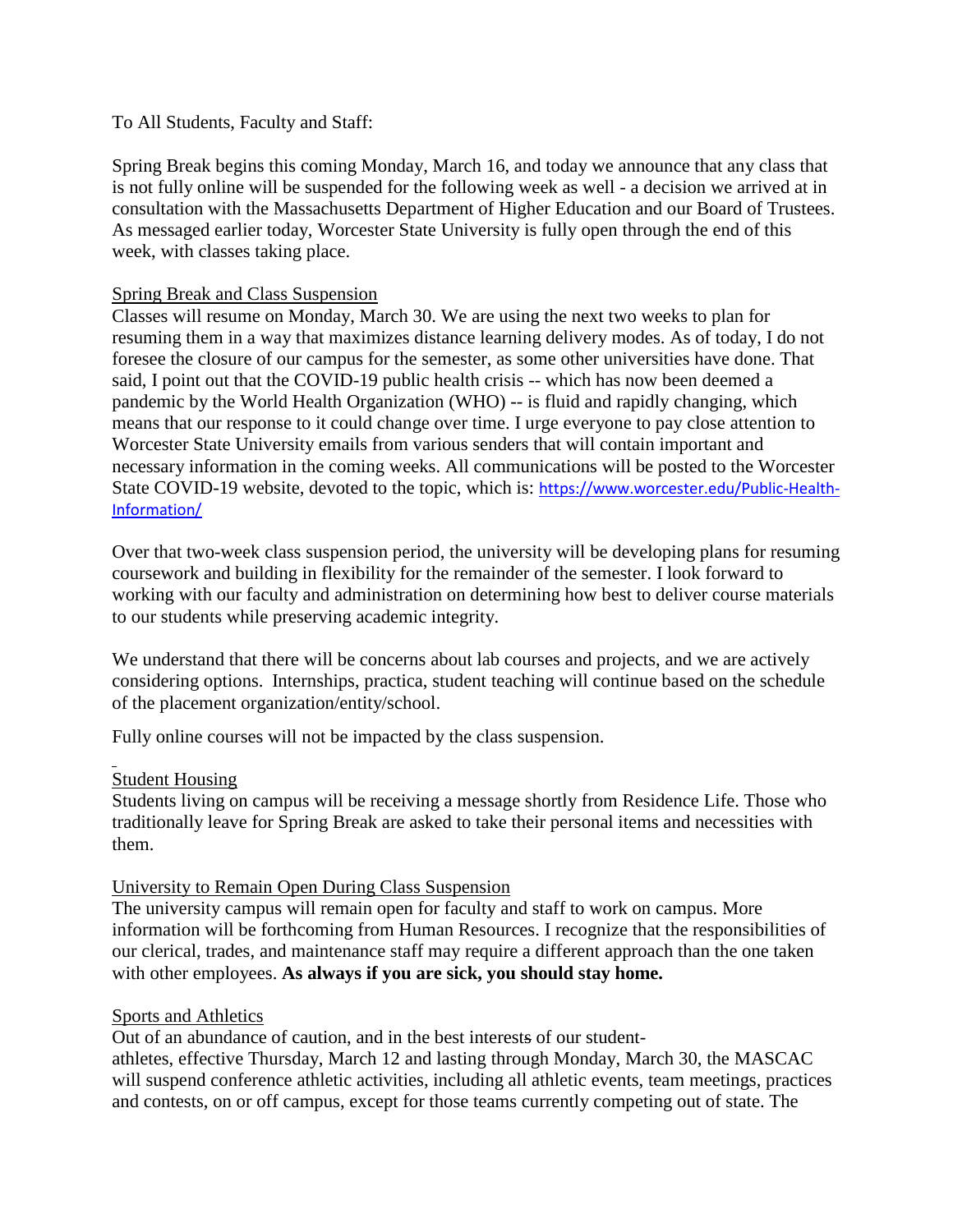To All Students, Faculty and Staff:

Spring Break begins this coming Monday, March 16, and today we announce that any class that is not fully online will be suspended for the following week as well - a decision we arrived at in consultation with the Massachusetts Department of Higher Education and our Board of Trustees. As messaged earlier today, Worcester State University is fully open through the end of this week, with classes taking place.

Spring Break and Class Suspension

Classes will resume on Monday, March 30. We are using the next two weeks to plan for resuming them in a way that maximizes distance learning delivery modes. As of today, I do not foresee the closure of our campus for the semester, as some other universities have done. That said, I point out that the COVID-19 public health crisis -- which has now been deemed a pandemic by the World Health Organization (WHO) -- is fluid and rapidly changing, which means that our response to it could change over time. I urge everyone to pay close attention to Worcester State University emails from various senders that will contain important and necessary information in the coming weeks. All communications will be posted to the Worcester State COVID-19 website, devoted to the topic, which is: https://www.worcester.edu/Public-Health-Information/

Over that two-week class suspension period, the university will be developing plans for resuming coursework and building in flexibility for the remainder of the semester. I look forward to working with our faculty and administration on determining how best to deliver course materials to our students while preserving academic integrity.

We understand that there will be concerns about lab courses and projects, and we are actively considering options. Internships, practica, student teaching will continue based on the schedule of the placement organization/entity/school.

Fully online courses will not be impacted by the class suspension.

Student Housing

Students living on campus will be receiving a message shortly from Residence Life. Those who traditionally leave for Spring Break are asked to take their personal items and necessities with them.

University to Remain Open During Class Suspension

The university campus will remain open for faculty and staff to work on campus. More information will be forthcoming from Human Resources. I recognize that the responsibilities of our clerical, trades, and maintenance staff may require a different approach than the one taken with other employees. **As always if you are sick, you should stay home.**

Sports and Athletics

Out of an abundance of caution, and in the best interests of our student-athletes, effective Thursday, March 12 and lasting through Monday, March 30, the MASCAC will suspend conference athletic activities, including all athletic events, team meetings, practices and contests, on or off campus, except for those teams currently competing out of state. The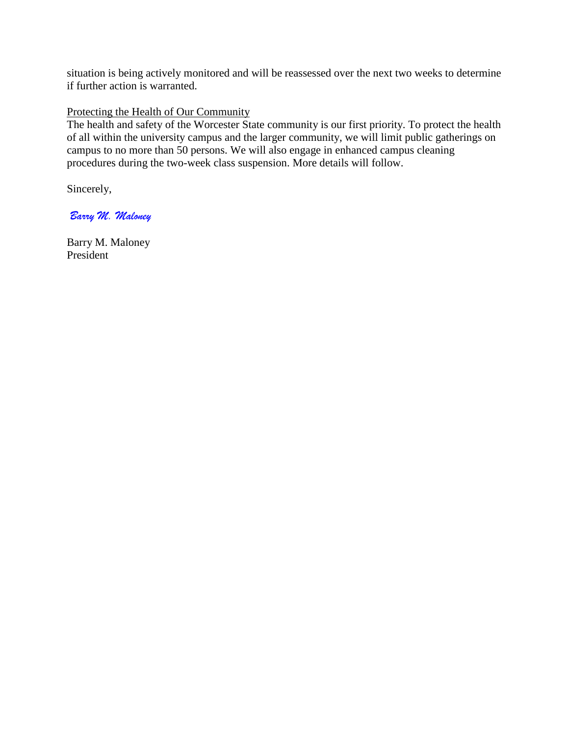situation is being actively monitored and will be reassessed over the next two weeks to determine if further action is warranted.

Protecting the Health of Our Community

The health and safety of the Worcester State community is our first priority. To protect the health of all within the university campus and the larger community, we will limit public gatherings on campus to no more than 50 persons. We will also engage in enhanced campus cleaning procedures during the two-week class suspension. More details will follow.

Sincerely,

*Barry M. Maloney*

Barry M. Maloney
President